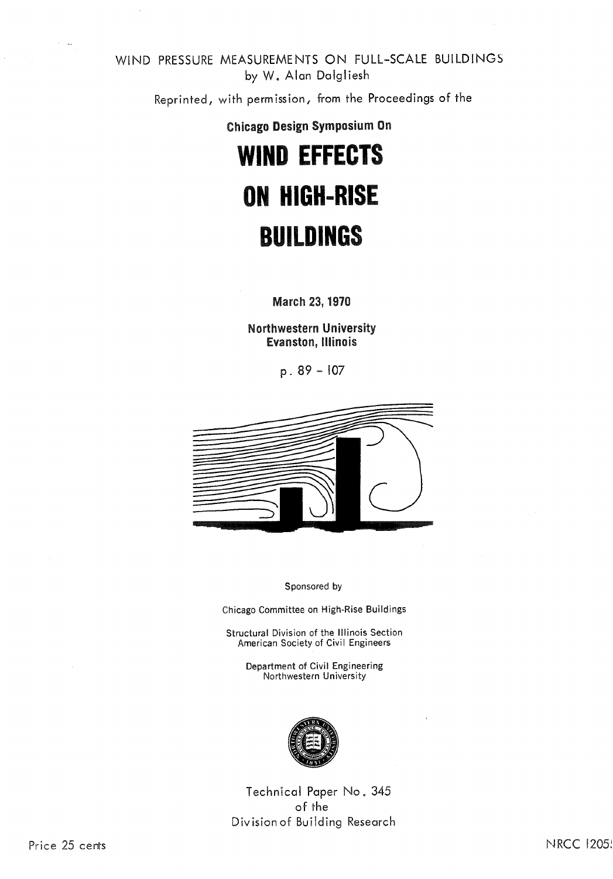WIND PRESSURE MEASUREMENTS ON FULL-SCALE BUILDINGS
by W. Alan Dalgliesh

Reprinted, with permission, from the Proceedings of the

**Chicago Design Symposium On**

# WIND EFFECTS ON HIGH-RISE BUILDINGS

**March 23, 1970**

**Northwestern University**
**Evanston, Illinois**

p. 89 - 107

Sponsored by

Chicago Committee on High-Rise Buildings

Structural Division of the Illinois Section
American Society of Civil Engineers

Department of Civil Engineering
Northwestern University

Technical Paper No. 345
of the
Division of Building Research

Price 25 cents

NRCC 1205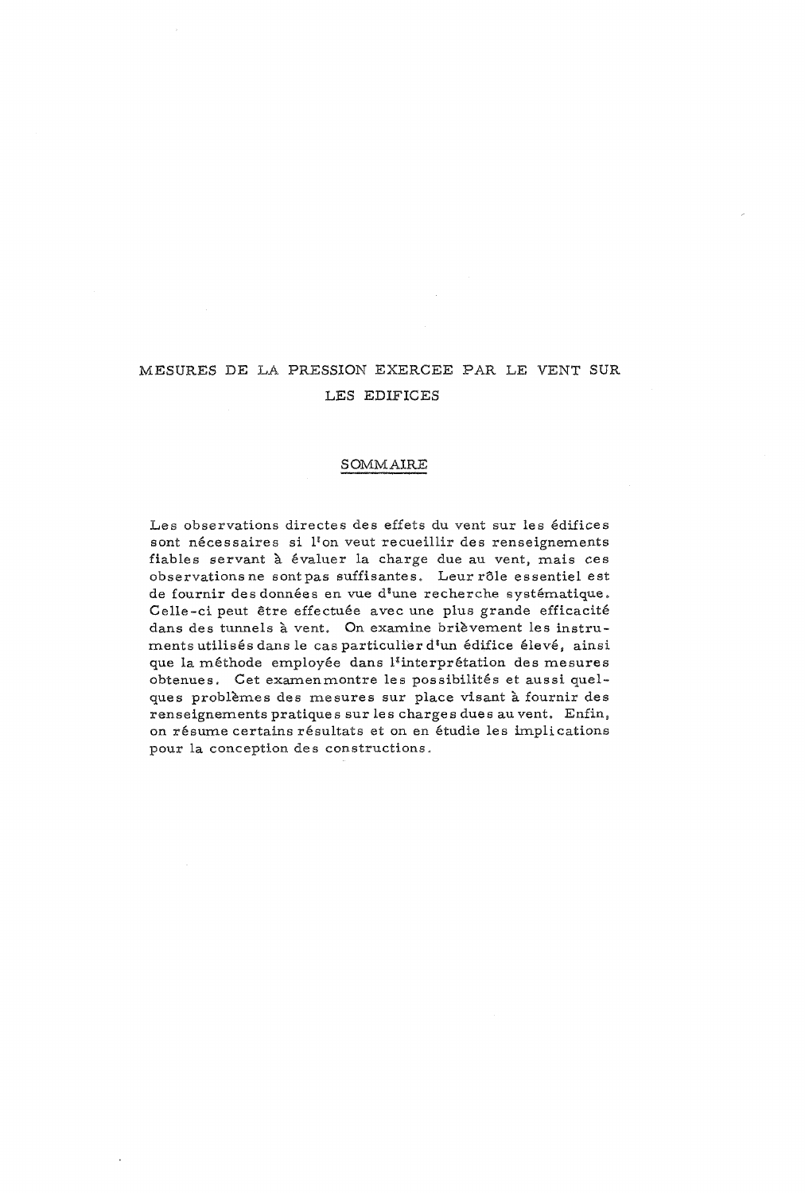# MESURES DE LA PRESSION EXERCEE PAR LE VENT SUR LES EDIFICES

## SOMMAIRE

Les observations directes des effets du vent sur les édifices sont nécessaires si l'on veut recueillir des renseignements fiables servant à évaluer la charge due au vent, mais ces observations ne sont pas suffisantes. Leur rôle essentiel est de fournir des données en vue d'une recherche systématique. Celle-ci peut être effectuée avec une plus grande efficacité dans des tunnels à vent. On examine brièvement les instruments utilisés dans le cas particulier d'un édifice élevé, ainsi que la méthode employée dans l'interprétation des mesures obtenues. Cet examen montre les possibilités et aussi quelques problèmes des mesures sur place visant à fournir des renseignements pratiques sur les charges dues au vent. Enfin, on résume certains résultats et on en étudie les implications pour la conception des constructions.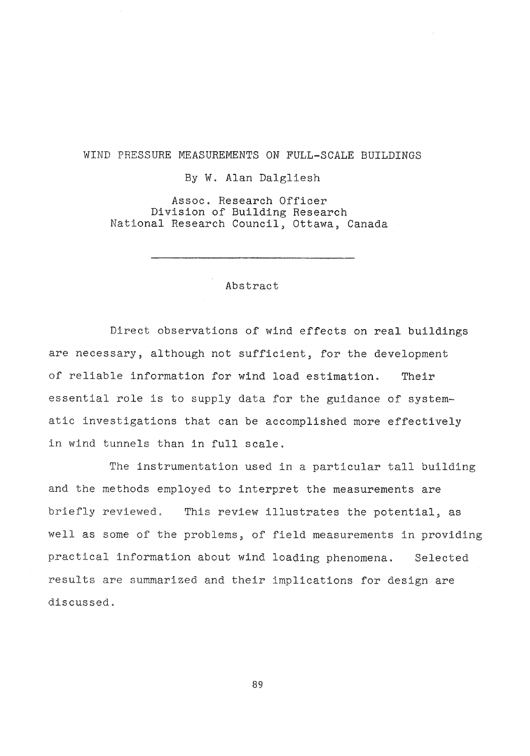# WIND PRESSURE MEASUREMENTS ON FULL-SCALE BUILDINGS

By W. Alan Dalgliesh

Assoc. Research Officer
Division of Building Research
National Research Council, Ottawa, Canada

---

## Abstract

Direct observations of wind effects on real buildings are necessary, although not sufficient, for the development of reliable information for wind load estimation. Their essential role is to supply data for the guidance of systematic investigations that can be accomplished more effectively in wind tunnels than in full scale.

The instrumentation used in a particular tall building and the methods employed to interpret the measurements are briefly reviewed. This review illustrates the potential, as well as some of the problems, of field measurements in providing practical information about wind loading phenomena. Selected results are summarized and their implications for design are discussed.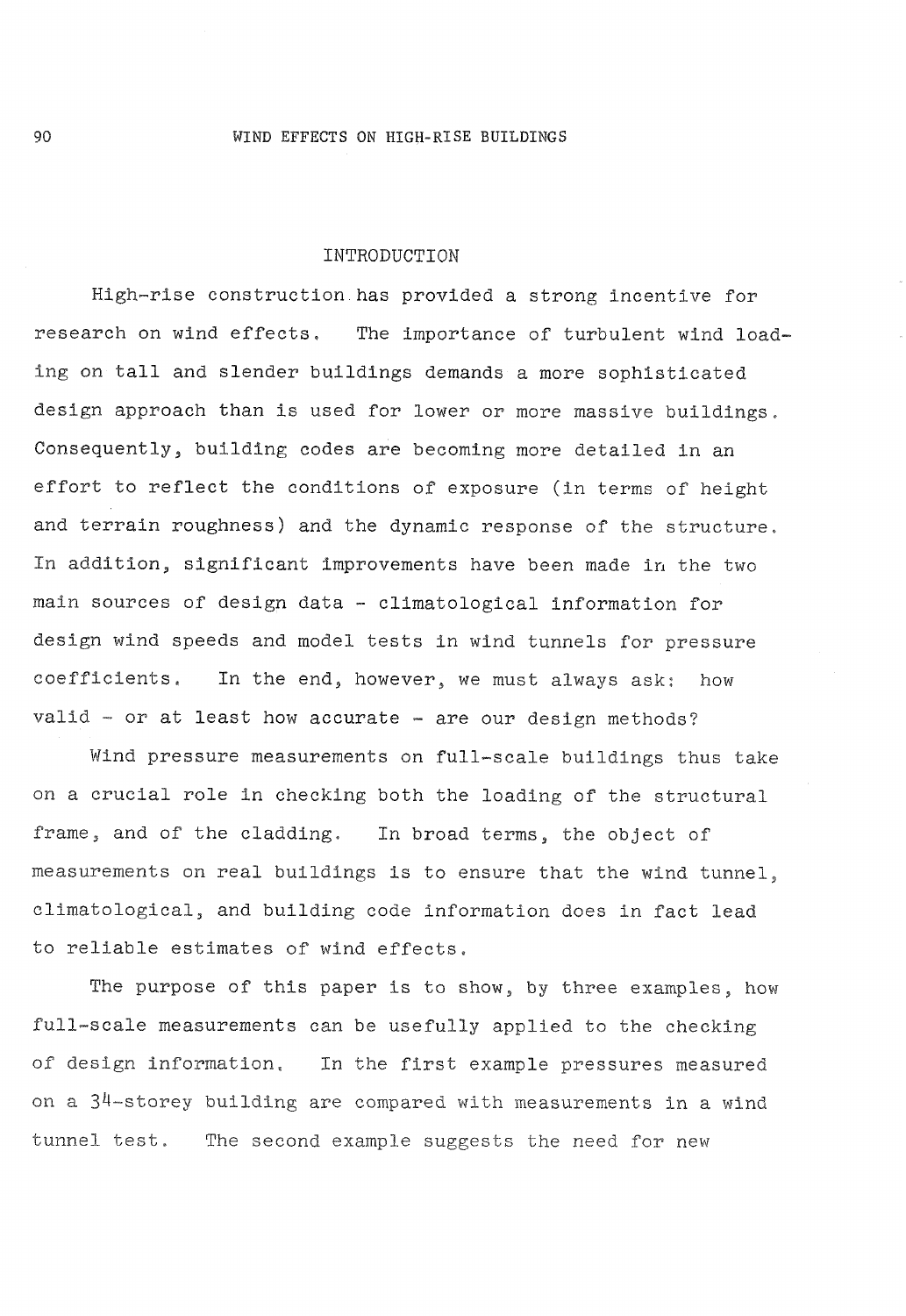## INTRODUCTION

High-rise construction has provided a strong incentive for research on wind effects. The importance of turbulent wind loading on tall and slender buildings demands a more sophisticated design approach than is used for lower or more massive buildings. Consequently, building codes are becoming more detailed in an effort to reflect the conditions of exposure (in terms of height and terrain roughness) and the dynamic response of the structure. In addition, significant improvements have been made in the two main sources of design data - climatological information for design wind speeds and model tests in wind tunnels for pressure coefficients. In the end, however, we must always ask: how valid - or at least how accurate - are our design methods?

Wind pressure measurements on full-scale buildings thus take on a crucial role in checking both the loading of the structural frame, and of the cladding. In broad terms, the object of measurements on real buildings is to ensure that the wind tunnel, climatological, and building code information does in fact lead to reliable estimates of wind effects.

The purpose of this paper is to show, by three examples, how full-scale measurements can be usefully applied to the checking of design information. In the first example pressures measured on a 34-storey building are compared with measurements in a wind tunnel test. The second example suggests the need for new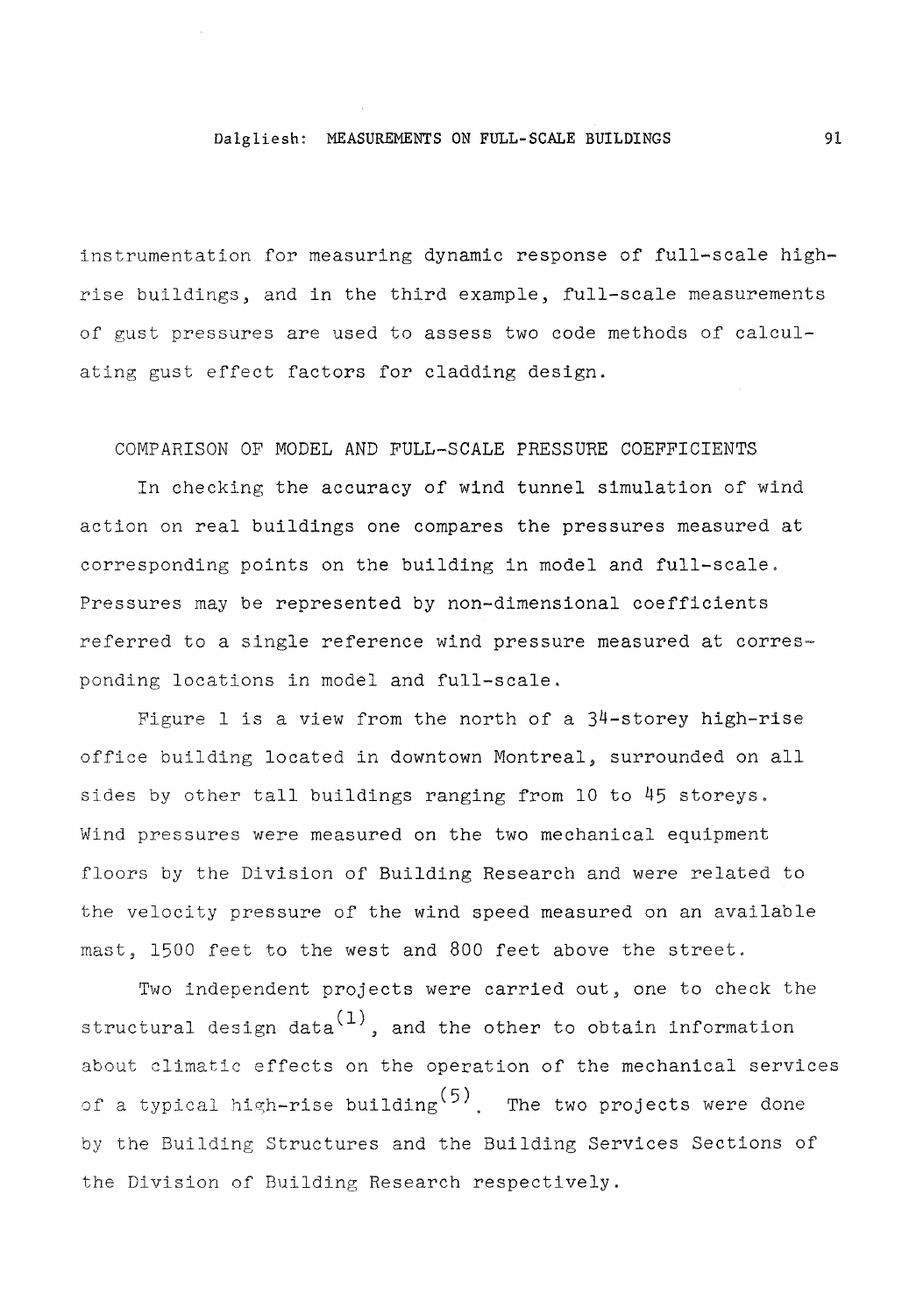instrumentation for measuring dynamic response of full-scale high-rise buildings, and in the third example, full-scale measurements of gust pressures are used to assess two code methods of calculating gust effect factors for cladding design.

## COMPARISON OF MODEL AND FULL-SCALE PRESSURE COEFFICIENTS

In checking the accuracy of wind tunnel simulation of wind action on real buildings one compares the pressures measured at corresponding points on the building in model and full-scale. Pressures may be represented by non-dimensional coefficients referred to a single reference wind pressure measured at corresponding locations in model and full-scale.

Figure 1 is a view from the north of a 34-storey high-rise office building located in downtown Montreal, surrounded on all sides by other tall buildings ranging from 10 to 45 storeys. Wind pressures were measured on the two mechanical equipment floors by the Division of Building Research and were related to the velocity pressure of the wind speed measured on an available mast, 1500 feet to the west and 800 feet above the street.

Two independent projects were carried out, one to check the structural design data(1), and the other to obtain information about climatic effects on the operation of the mechanical services of a typical high-rise building(5). The two projects were done by the Building Structures and the Building Services Sections of the Division of Building Research respectively.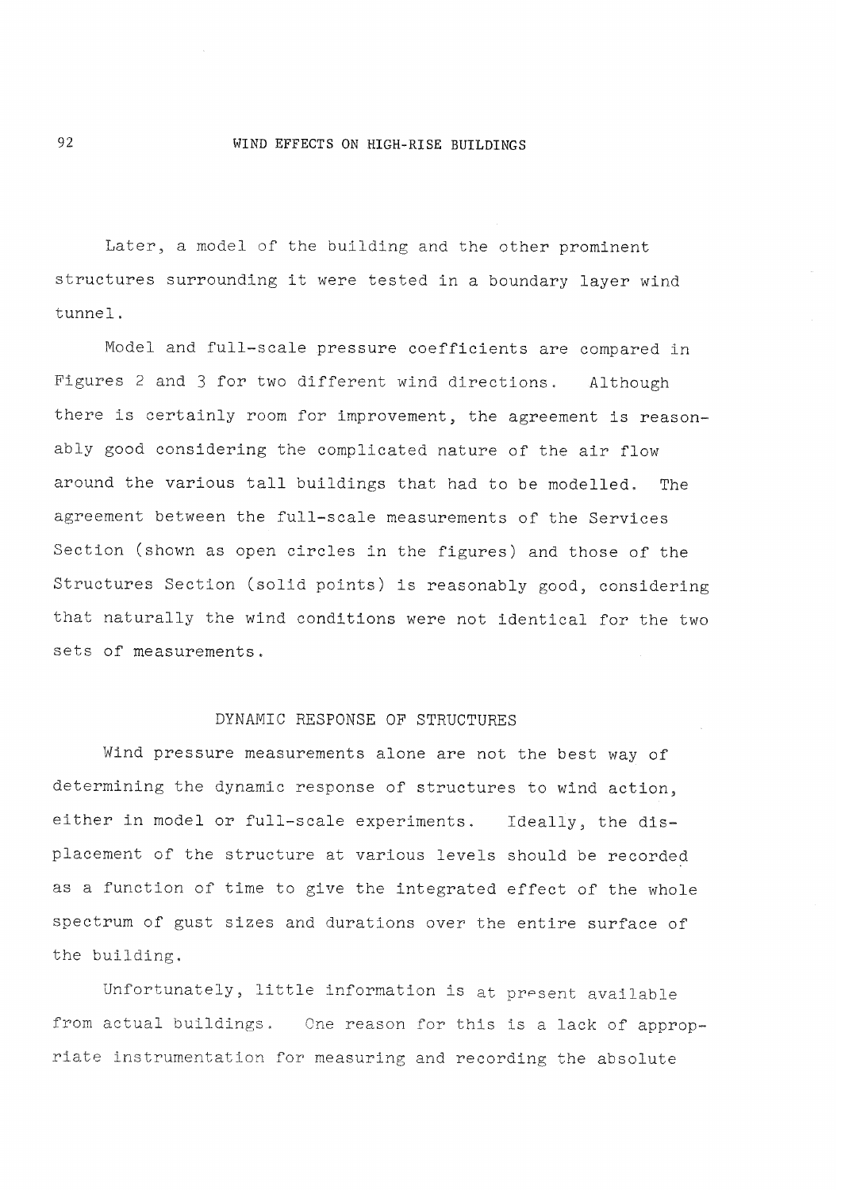Later, a model of the building and the other prominent structures surrounding it were tested in a boundary layer wind tunnel.

Model and full-scale pressure coefficients are compared in Figures 2 and 3 for two different wind directions. Although there is certainly room for improvement, the agreement is reasonably good considering the complicated nature of the air flow around the various tall buildings that had to be modelled. The agreement between the full-scale measurements of the Services Section (shown as open circles in the figures) and those of the Structures Section (solid points) is reasonably good, considering that naturally the wind conditions were not identical for the two sets of measurements.

## DYNAMIC RESPONSE OF STRUCTURES

Wind pressure measurements alone are not the best way of determining the dynamic response of structures to wind action, either in model or full-scale experiments. Ideally, the displacement of the structure at various levels should be recorded as a function of time to give the integrated effect of the whole spectrum of gust sizes and durations over the entire surface of the building.

Unfortunately, little information is at present available from actual buildings. One reason for this is a lack of appropriate instrumentation for measuring and recording the absolute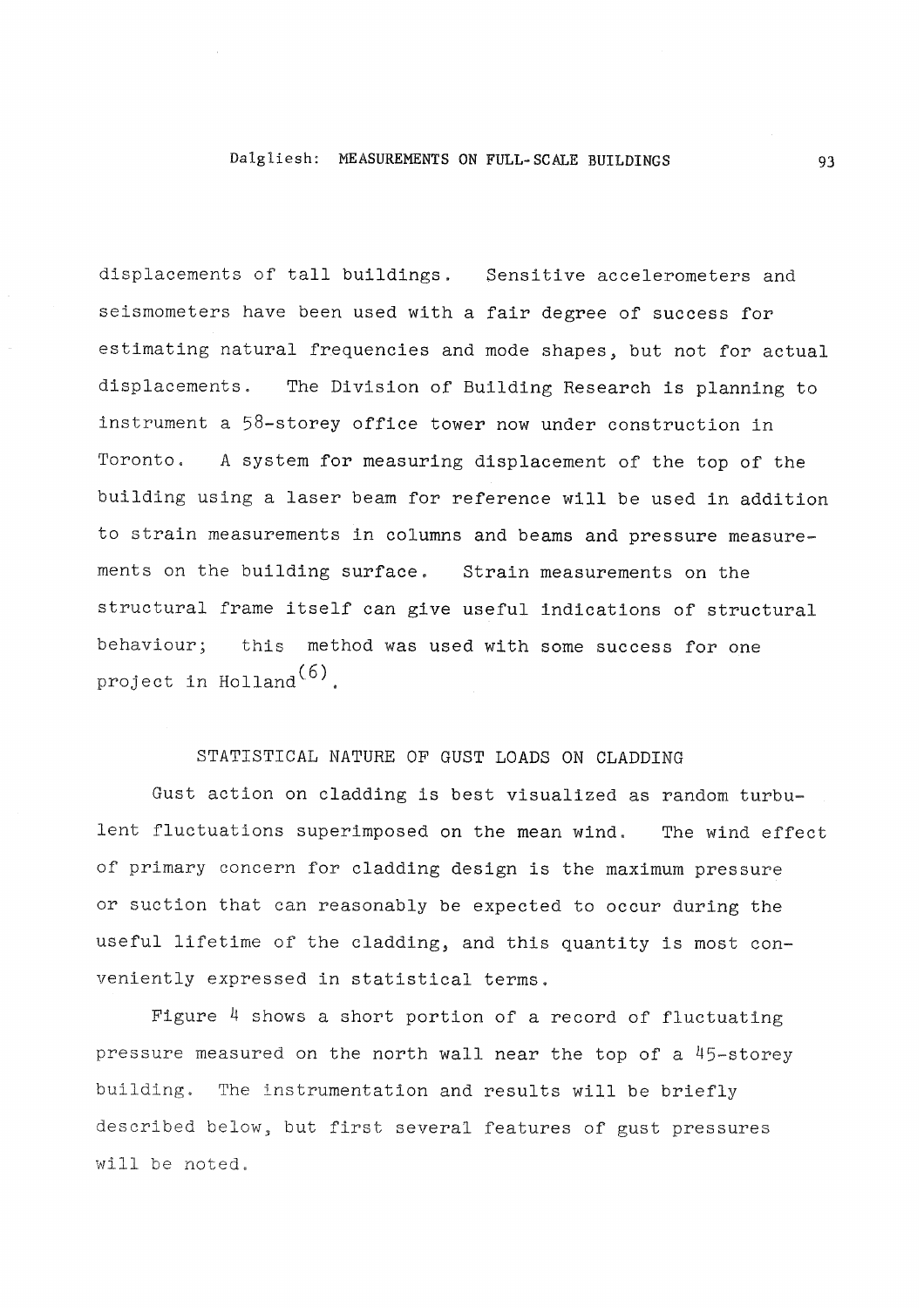displacements of tall buildings. Sensitive accelerometers and seismometers have been used with a fair degree of success for estimating natural frequencies and mode shapes, but not for actual displacements. The Division of Building Research is planning to instrument a 58-storey office tower now under construction in Toronto. A system for measuring displacement of the top of the building using a laser beam for reference will be used in addition to strain measurements in columns and beams and pressure measurements on the building surface. Strain measurements on the structural frame itself can give useful indications of structural behaviour; this method was used with some success for one project in Holland[6].

## STATISTICAL NATURE OF GUST LOADS ON CLADDING

Gust action on cladding is best visualized as random turbulent fluctuations superimposed on the mean wind. The wind effect of primary concern for cladding design is the maximum pressure or suction that can reasonably be expected to occur during the useful lifetime of the cladding, and this quantity is most conveniently expressed in statistical terms.

Figure 4 shows a short portion of a record of fluctuating pressure measured on the north wall near the top of a 45-storey building. The instrumentation and results will be briefly described below, but first several features of gust pressures will be noted.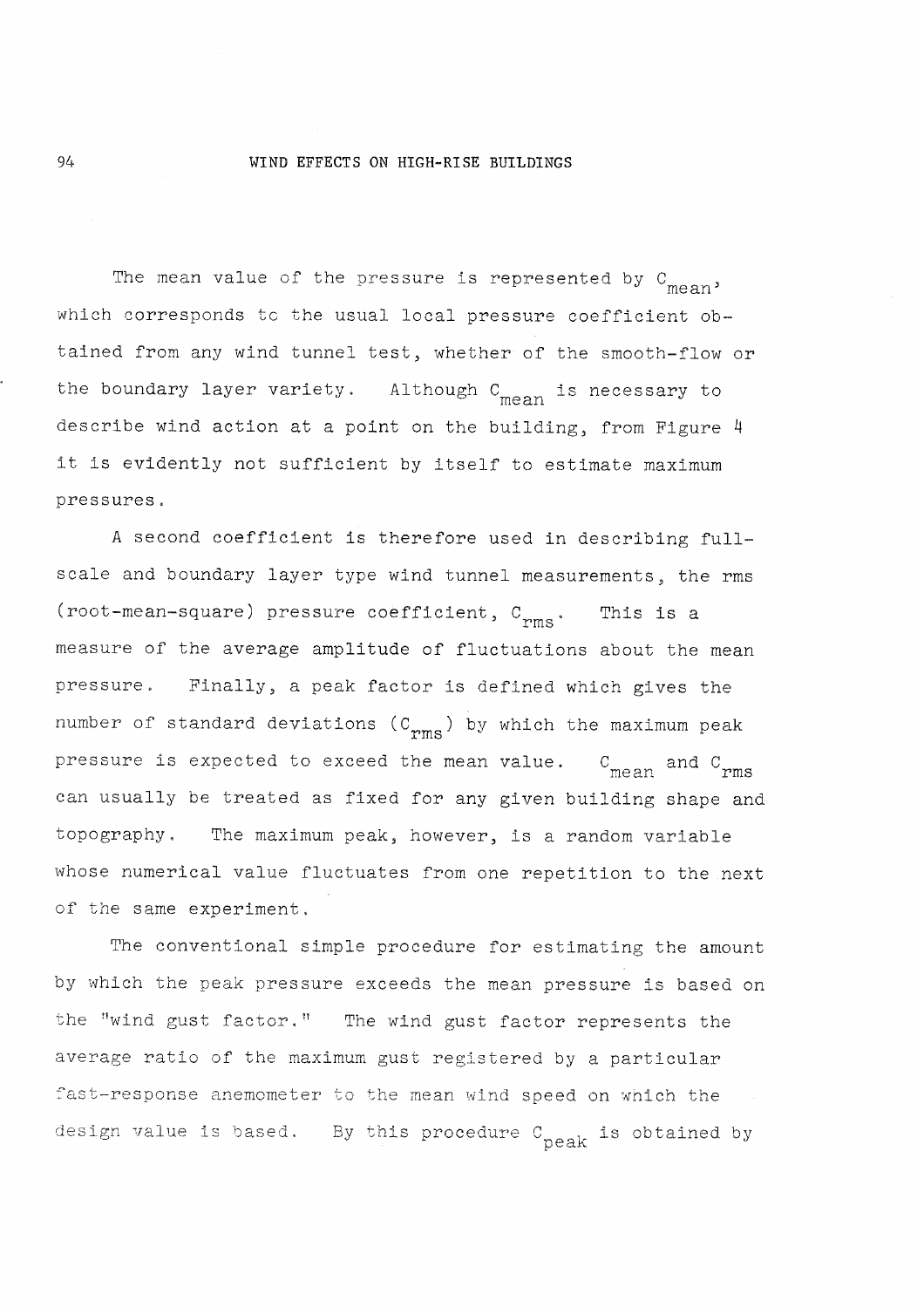The mean value of the pressure is represented by $C_{mean}$, which corresponds to the usual local pressure coefficient obtained from any wind tunnel test, whether of the smooth-flow or the boundary layer variety. Although $C_{mean}$ is necessary to describe wind action at a point on the building, from Figure 4 it is evidently not sufficient by itself to estimate maximum pressures.

A second coefficient is therefore used in describing full-scale and boundary layer type wind tunnel measurements, the rms (root-mean-square) pressure coefficient, $C_{rms}$. This is a measure of the average amplitude of fluctuations about the mean pressure. Finally, a peak factor is defined which gives the number of standard deviations ($C_{rms}$) by which the maximum peak pressure is expected to exceed the mean value. $C_{mean}$ and $C_{rms}$ can usually be treated as fixed for any given building shape and topography. The maximum peak, however, is a random variable whose numerical value fluctuates from one repetition to the next of the same experiment.

The conventional simple procedure for estimating the amount by which the peak pressure exceeds the mean pressure is based on the "wind gust factor." The wind gust factor represents the average ratio of the maximum gust registered by a particular fast-response anemometer to the mean wind speed on which the design value is based. By this procedure $C_{peak}$ is obtained by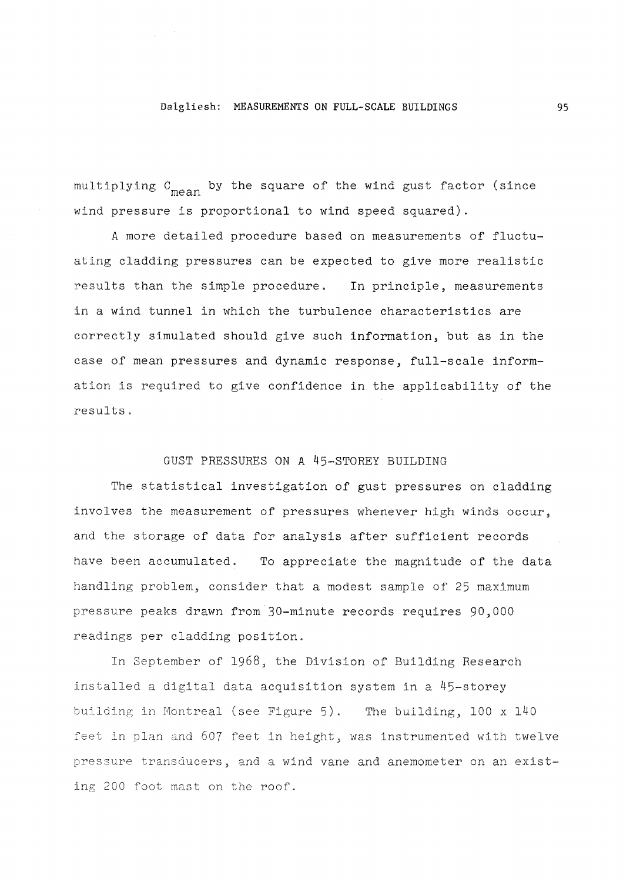multiplying $C_{mean}$ by the square of the wind gust factor (since wind pressure is proportional to wind speed squared).

A more detailed procedure based on measurements of fluctuating cladding pressures can be expected to give more realistic results than the simple procedure. In principle, measurements in a wind tunnel in which the turbulence characteristics are correctly simulated should give such information, but as in the case of mean pressures and dynamic response, full-scale information is required to give confidence in the applicability of the results.

## GUST PRESSURES ON A 45-STOREY BUILDING

The statistical investigation of gust pressures on cladding involves the measurement of pressures whenever high winds occur, and the storage of data for analysis after sufficient records have been accumulated. To appreciate the magnitude of the data handling problem, consider that a modest sample of 25 maximum pressure peaks drawn from 30-minute records requires 90,000 readings per cladding position.

In September of 1968, the Division of Building Research installed a digital data acquisition system in a 45-storey building in Montreal (see Figure 5). The building, 100 x 140 feet in plan and 607 feet in height, was instrumented with twelve pressure transducers, and a wind vane and anemometer on an existing 200 foot mast on the roof.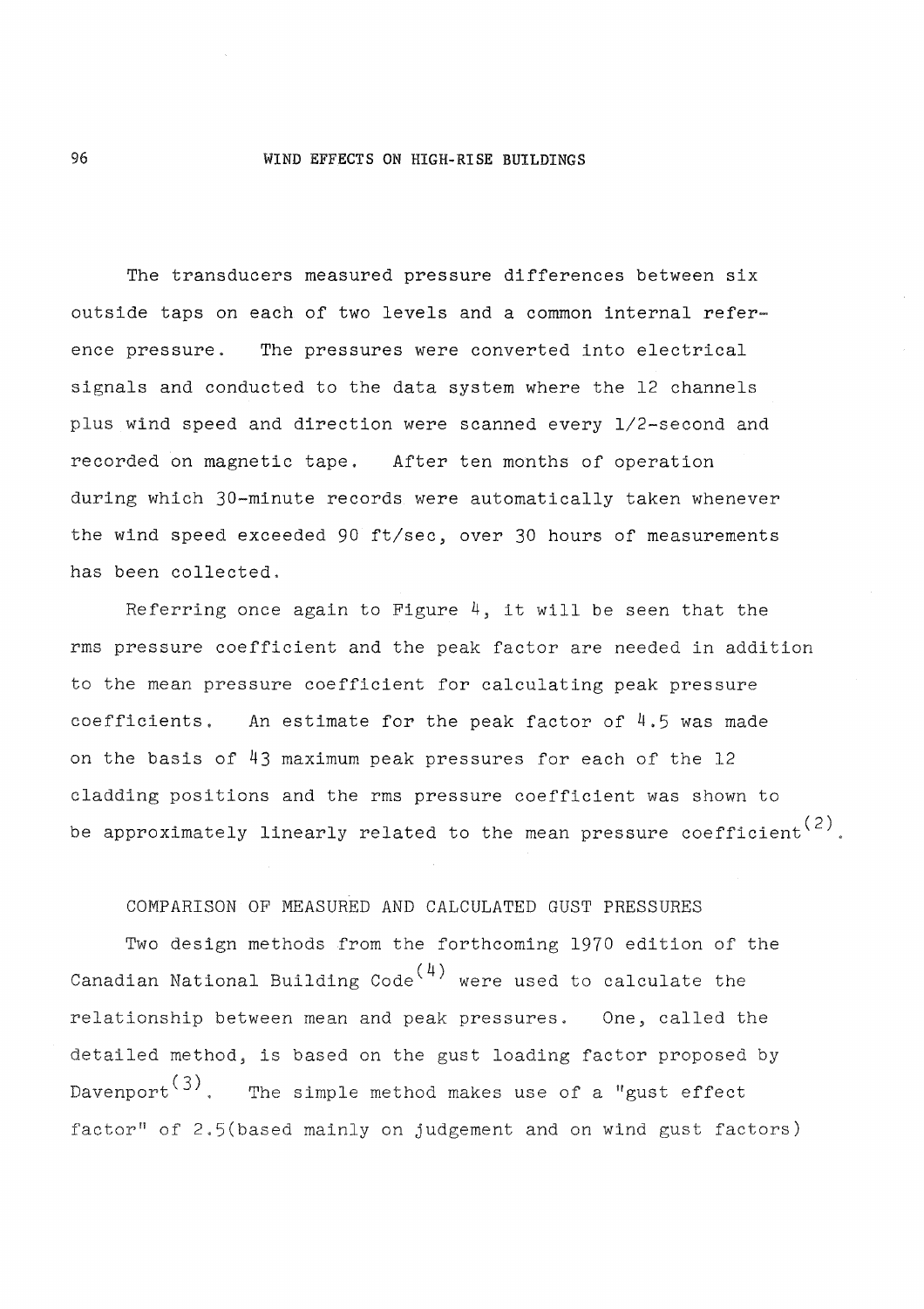The transducers measured pressure differences between six outside taps on each of two levels and a common internal reference pressure. The pressures were converted into electrical signals and conducted to the data system where the 12 channels plus wind speed and direction were scanned every 1/2-second and recorded on magnetic tape. After ten months of operation during which 30-minute records were automatically taken whenever the wind speed exceeded 90 ft/sec, over 30 hours of measurements has been collected.

Referring once again to Figure 4, it will be seen that the rms pressure coefficient and the peak factor are needed in addition to the mean pressure coefficient for calculating peak pressure coefficients. An estimate for the peak factor of 4.5 was made on the basis of 43 maximum peak pressures for each of the 12 cladding positions and the rms pressure coefficient was shown to be approximately linearly related to the mean pressure coefficient[2].

## COMPARISON OF MEASURED AND CALCULATED GUST PRESSURES

Two design methods from the forthcoming 1970 edition of the Canadian National Building Code[4] were used to calculate the relationship between mean and peak pressures. One, called the detailed method, is based on the gust loading factor proposed by Davenport[3]. The simple method makes use of a "gust effect factor" of 2.5(based mainly on judgement and on wind gust factors)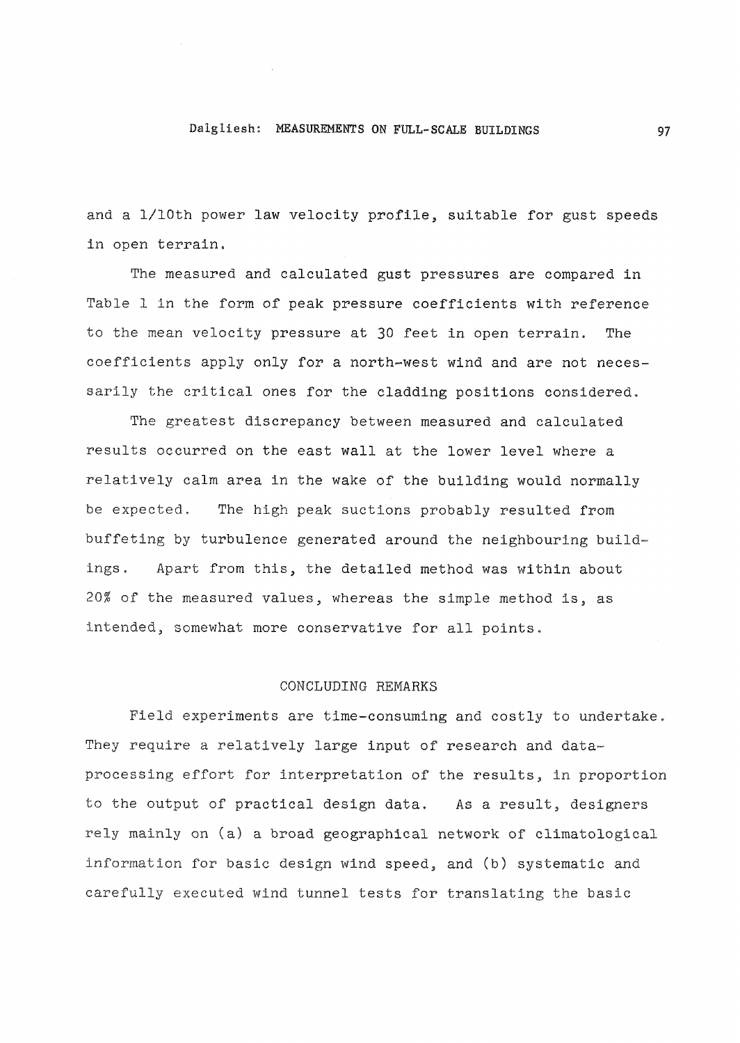and a 1/10th power law velocity profile, suitable for gust speeds in open terrain.

The measured and calculated gust pressures are compared in Table 1 in the form of peak pressure coefficients with reference to the mean velocity pressure at 30 feet in open terrain. The coefficients apply only for a north-west wind and are not necessarily the critical ones for the cladding positions considered.

The greatest discrepancy between measured and calculated results occurred on the east wall at the lower level where a relatively calm area in the wake of the building would normally be expected. The high peak suctions probably resulted from buffeting by turbulence generated around the neighbouring buildings. Apart from this, the detailed method was within about 20% of the measured values, whereas the simple method is, as intended, somewhat more conservative for all points.

## CONCLUDING REMARKS

Field experiments are time-consuming and costly to undertake. They require a relatively large input of research and data-processing effort for interpretation of the results, in proportion to the output of practical design data. As a result, designers rely mainly on (a) a broad geographical network of climatological information for basic design wind speed, and (b) systematic and carefully executed wind tunnel tests for translating the basic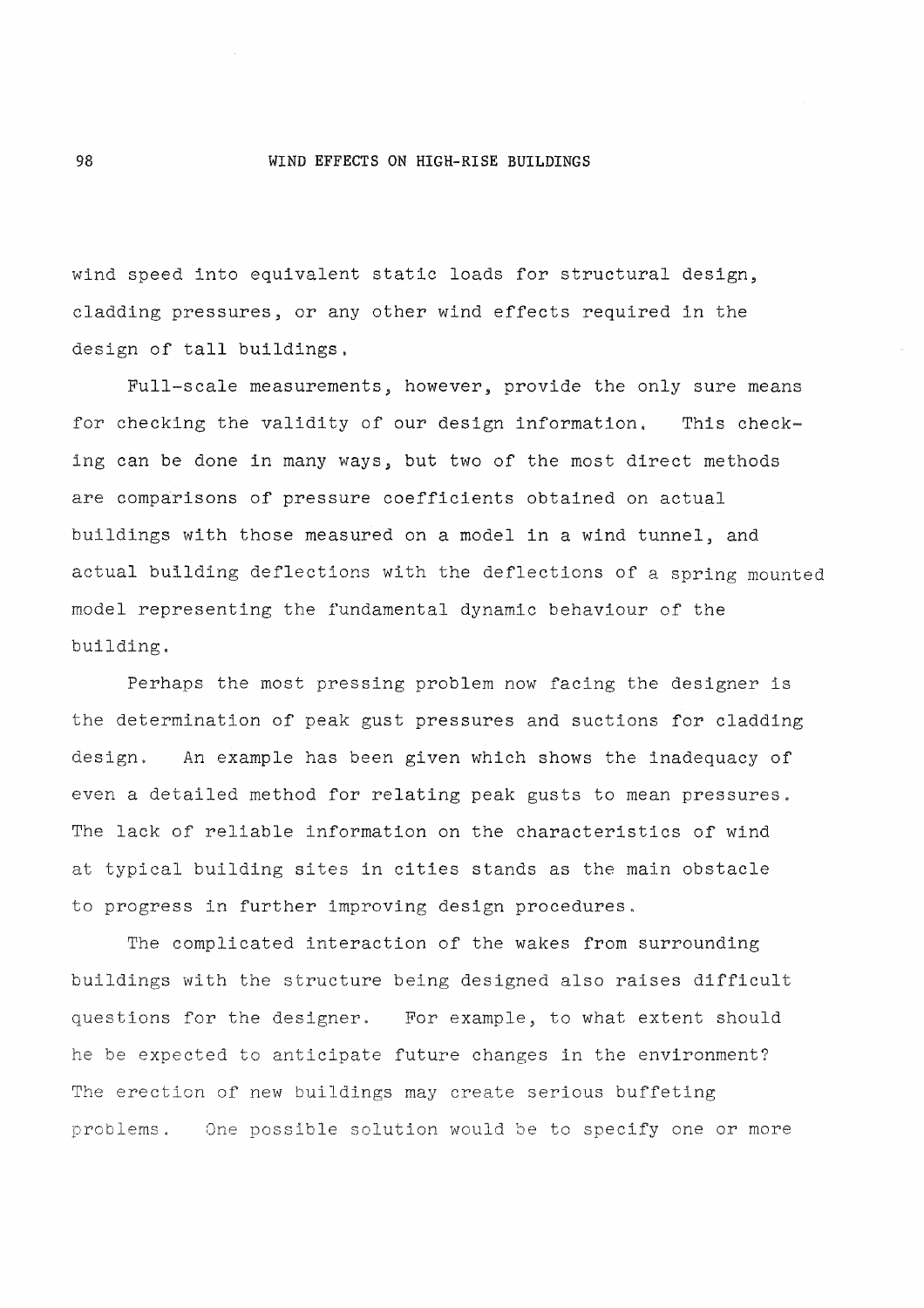wind speed into equivalent static loads for structural design, cladding pressures, or any other wind effects required in the design of tall buildings.

Full-scale measurements, however, provide the only sure means for checking the validity of our design information. This checking can be done in many ways, but two of the most direct methods are comparisons of pressure coefficients obtained on actual buildings with those measured on a model in a wind tunnel, and actual building deflections with the deflections of a spring mounted model representing the fundamental dynamic behaviour of the building.

Perhaps the most pressing problem now facing the designer is the determination of peak gust pressures and suctions for cladding design. An example has been given which shows the inadequacy of even a detailed method for relating peak gusts to mean pressures. The lack of reliable information on the characteristics of wind at typical building sites in cities stands as the main obstacle to progress in further improving design procedures.

The complicated interaction of the wakes from surrounding buildings with the structure being designed also raises difficult questions for the designer. For example, to what extent should he be expected to anticipate future changes in the environment? The erection of new buildings may create serious buffeting problems. One possible solution would be to specify one or more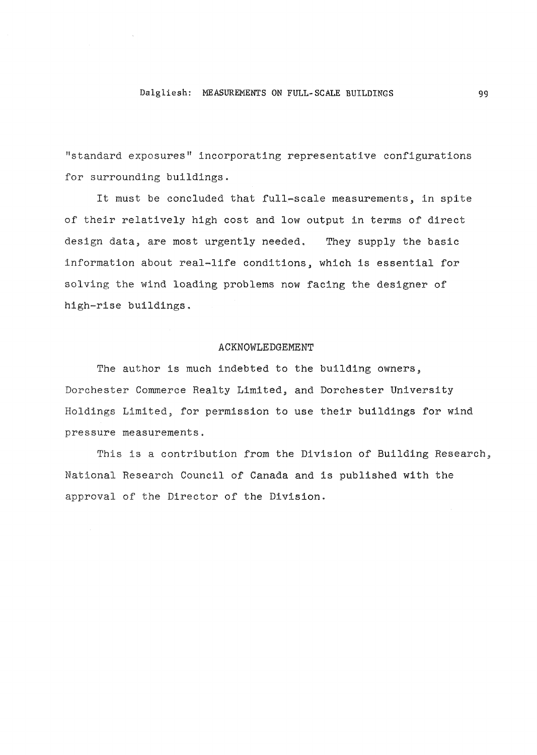"standard exposures" incorporating representative configurations for surrounding buildings.

It must be concluded that full-scale measurements, in spite of their relatively high cost and low output in terms of direct design data, are most urgently needed. They supply the basic information about real-life conditions, which is essential for solving the wind loading problems now facing the designer of high-rise buildings.

## ACKNOWLEDGEMENT

The author is much indebted to the building owners, Dorchester Commerce Realty Limited, and Dorchester University Holdings Limited, for permission to use their buildings for wind pressure measurements.

This is a contribution from the Division of Building Research, National Research Council of Canada and is published with the approval of the Director of the Division.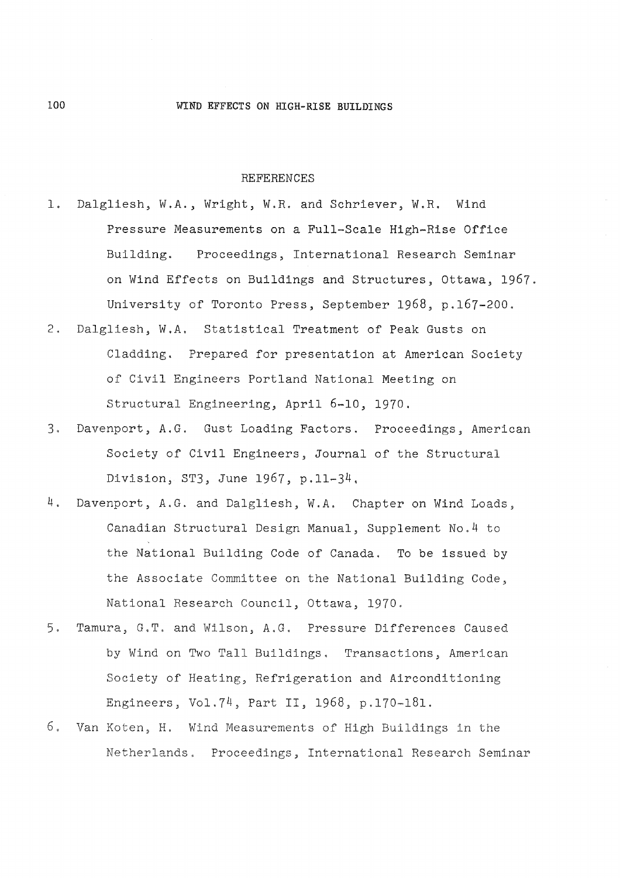## REFERENCES

1. Dalgliesh, W.A., Wright, W.R. and Schriever, W.R. Wind Pressure Measurements on a Full-Scale High-Rise Office Building. Proceedings, International Research Seminar on Wind Effects on Buildings and Structures, Ottawa, 1967. University of Toronto Press, September 1968, p.167-200.
2. Dalgliesh, W.A. Statistical Treatment of Peak Gusts on Cladding. Prepared for presentation at American Society of Civil Engineers Portland National Meeting on Structural Engineering, April 6-10, 1970.
3. Davenport, A.G. Gust Loading Factors. Proceedings, American Society of Civil Engineers, Journal of the Structural Division, ST3, June 1967, p.11-34.
4. Davenport, A.G. and Dalgliesh, W.A. Chapter on Wind Loads, Canadian Structural Design Manual, Supplement No.4 to the National Building Code of Canada. To be issued by the Associate Committee on the National Building Code, National Research Council, Ottawa, 1970.
5. Tamura, G.T. and Wilson, A.G. Pressure Differences Caused by Wind on Two Tall Buildings. Transactions, American Society of Heating, Refrigeration and Airconditioning Engineers, Vol.74, Part II, 1968, p.170-181.
6. Van Koten, H. Wind Measurements of High Buildings in the Netherlands. Proceedings, International Research Seminar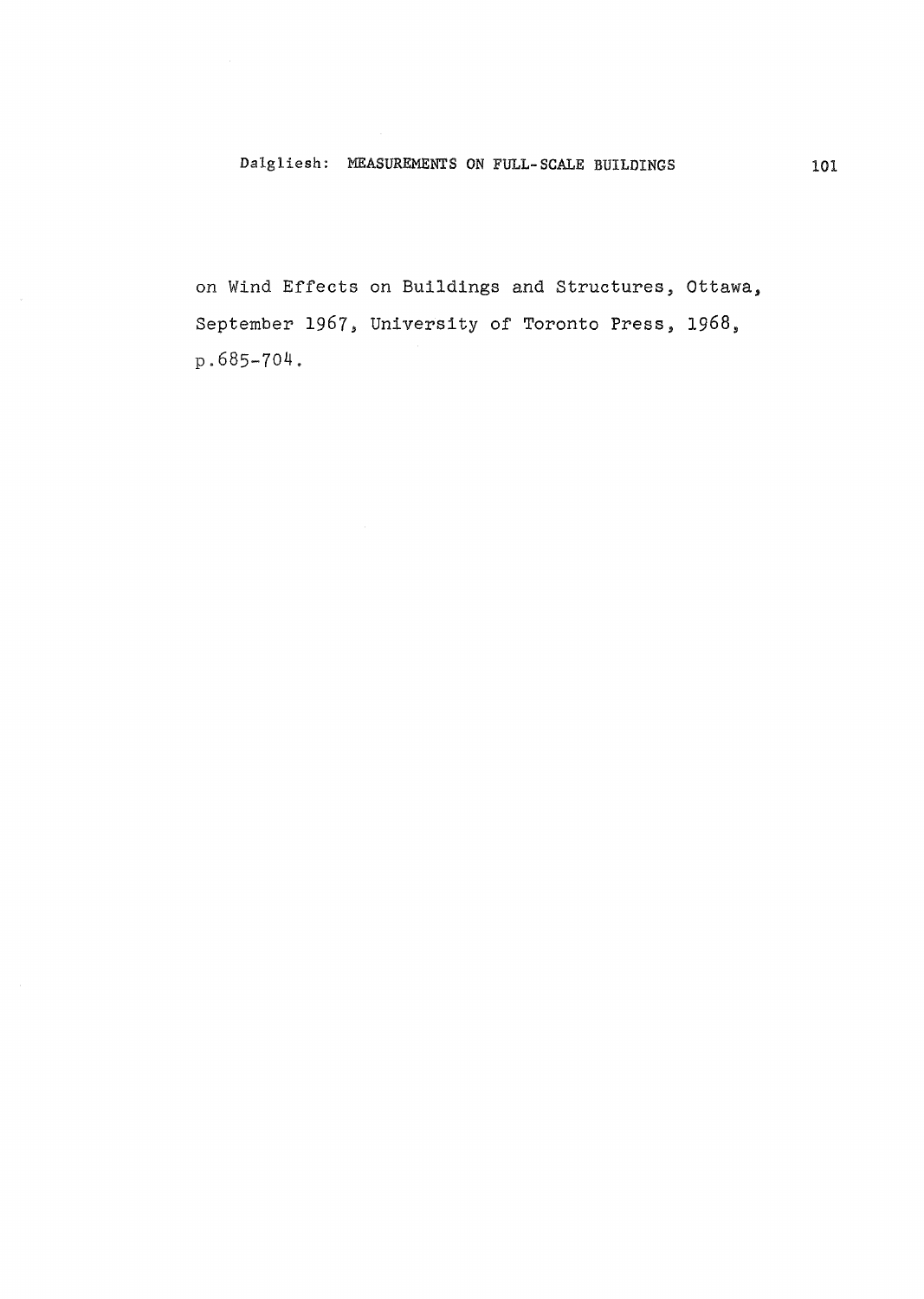on Wind Effects on Buildings and Structures, Ottawa, September 1967, University of Toronto Press, 1968, p.685-704.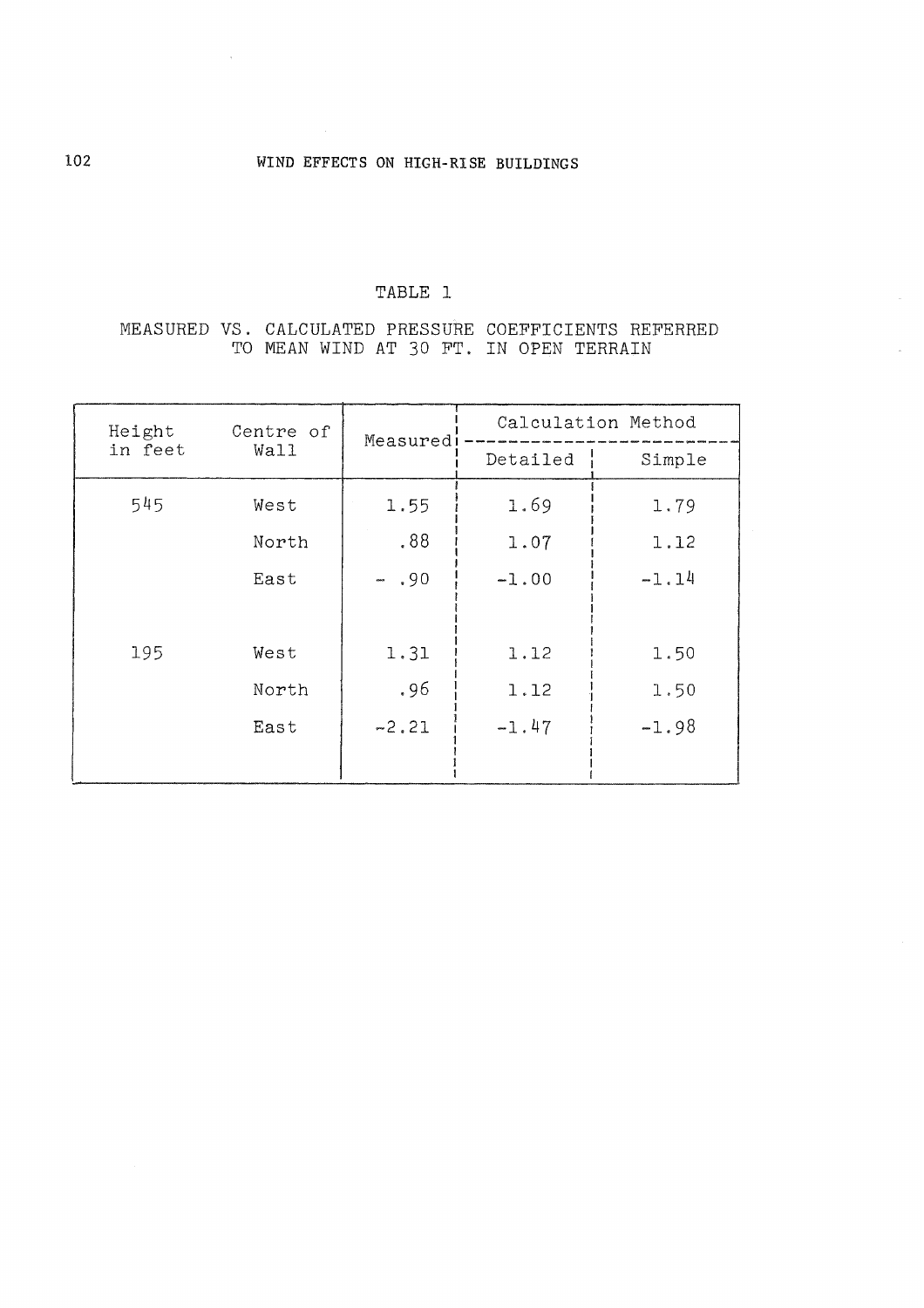TABLE 1

MEASURED VS. CALCULATED PRESSURE COEFFICIENTS REFERRED TO MEAN WIND AT 30 FT. IN OPEN TERRAIN

| Height in feet | Centre of Wall | Measured | Calculation Method | |
|---|---|---|---|---|
| | | | Detailed | Simple |
| 545 | West | 1.55 | 1.69 | 1.79 |
| | North | .88 | 1.07 | 1.12 |
| | East | - .90 | -1.00 | -1.14 |
| 195 | West | 1.31 | 1.12 | 1.50 |
| | North | .96 | 1.12 | 1.50 |
| | East | -2.21 | -1.47 | -1.98 |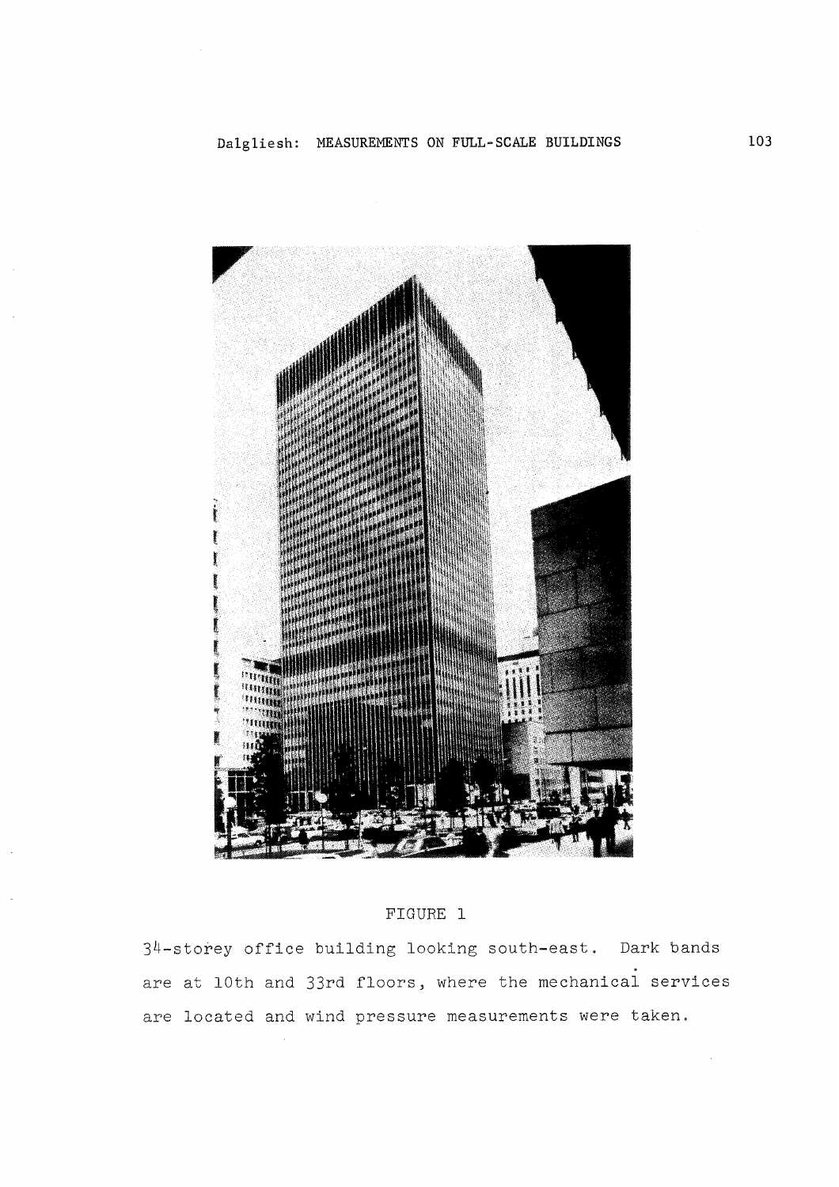FIGURE 1

34-storey office building looking south-east. Dark bands are at 10th and 33rd floors, where the mechanical services are located and wind pressure measurements were taken.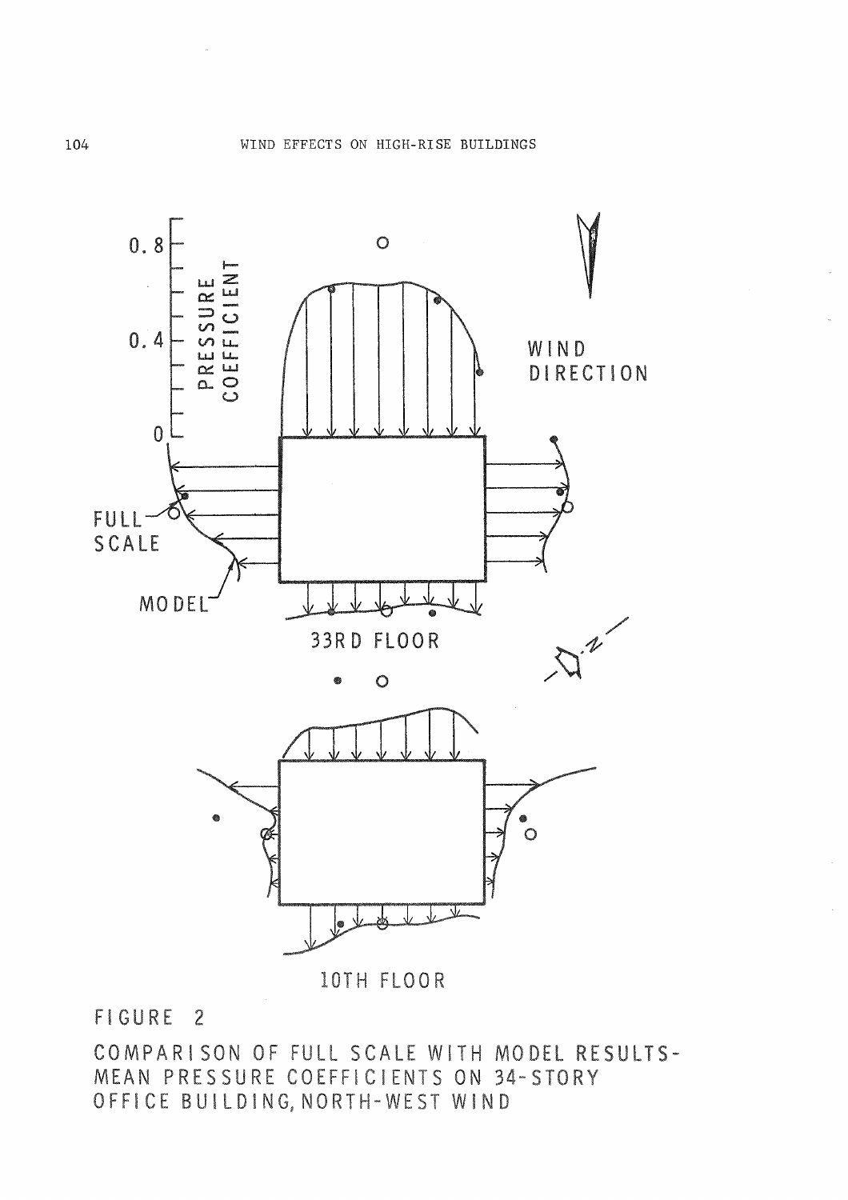0.8

PRESSURE COEFFICIENT

0.4

0

WIND DIRECTION

FULL SCALE

MODEL

33RD FLOOR

N

10TH FLOOR

FIGURE 2

COMPARISON OF FULL SCALE WITH MODEL RESULTS-MEAN PRESSURE COEFFICIENTS ON 34-STORY OFFICE BUILDING, NORTH-WEST WIND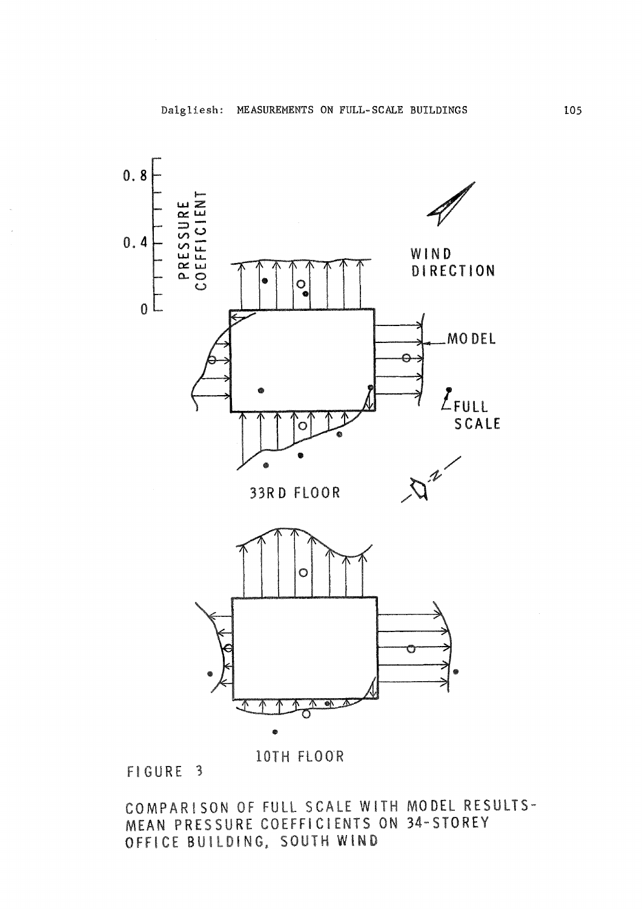FIGURE 3

COMPARISON OF FULL SCALE WITH MODEL RESULTS-MEAN PRESSURE COEFFICIENTS ON 34-STOREY OFFICE BUILDING, SOUTH WIND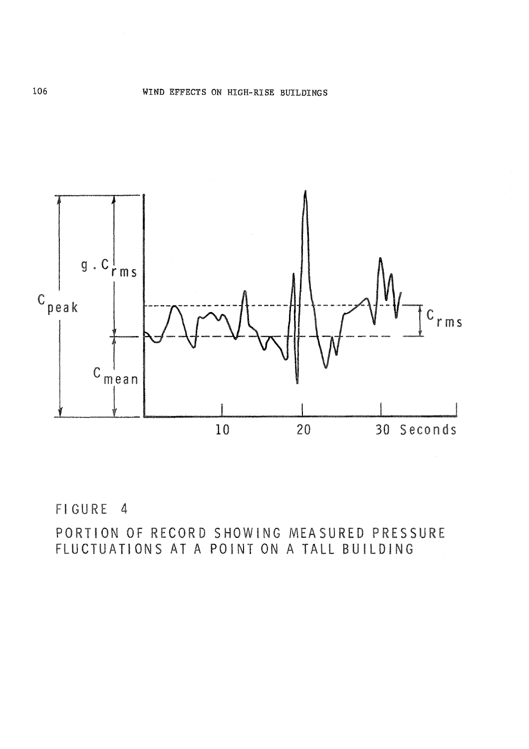FIGURE 4

PORTION OF RECORD SHOWING MEASURED PRESSURE FLUCTUATIONS AT A POINT ON A TALL BUILDING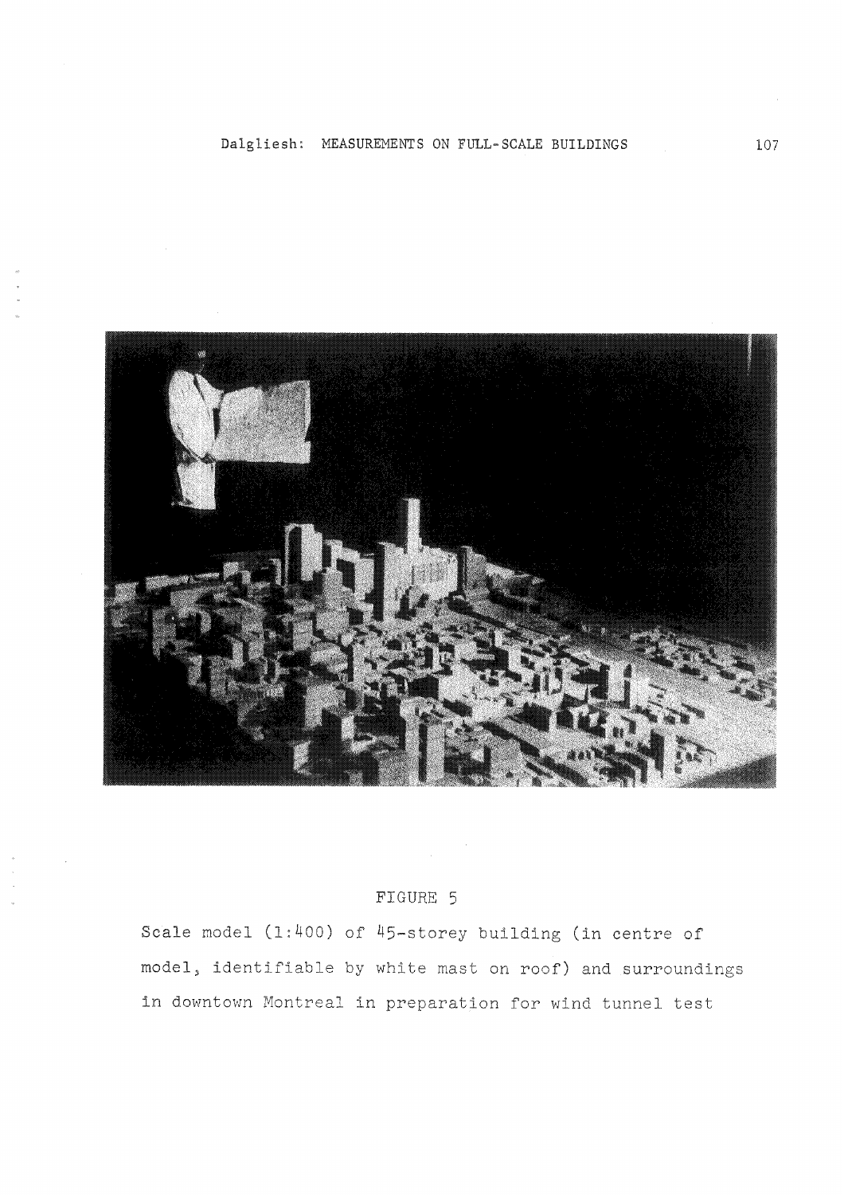FIGURE 5

Scale model (1:400) of 45-storey building (in centre of model, identifiable by white mast on roof) and surroundings in downtown Montreal in preparation for wind tunnel test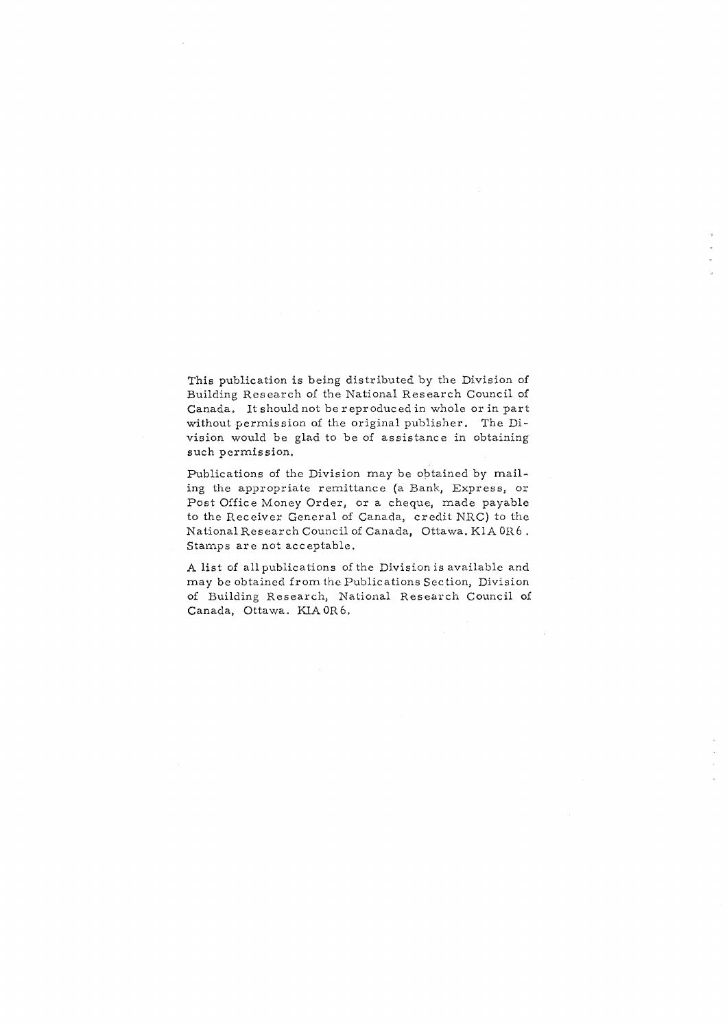This publication is being distributed by the Division of Building Research of the National Research Council of Canada. It should not be reproduced in whole or in part without permission of the original publisher. The Division would be glad to be of assistance in obtaining such permission.

Publications of the Division may be obtained by mailing the appropriate remittance (a Bank, Express, or Post Office Money Order, or a cheque, made payable to the Receiver General of Canada, credit NRC) to the National Research Council of Canada, Ottawa. K1A 0R6. Stamps are not acceptable.

A list of all publications of the Division is available and may be obtained from the Publications Section, Division of Building Research, National Research Council of Canada, Ottawa. KIA 0R6.